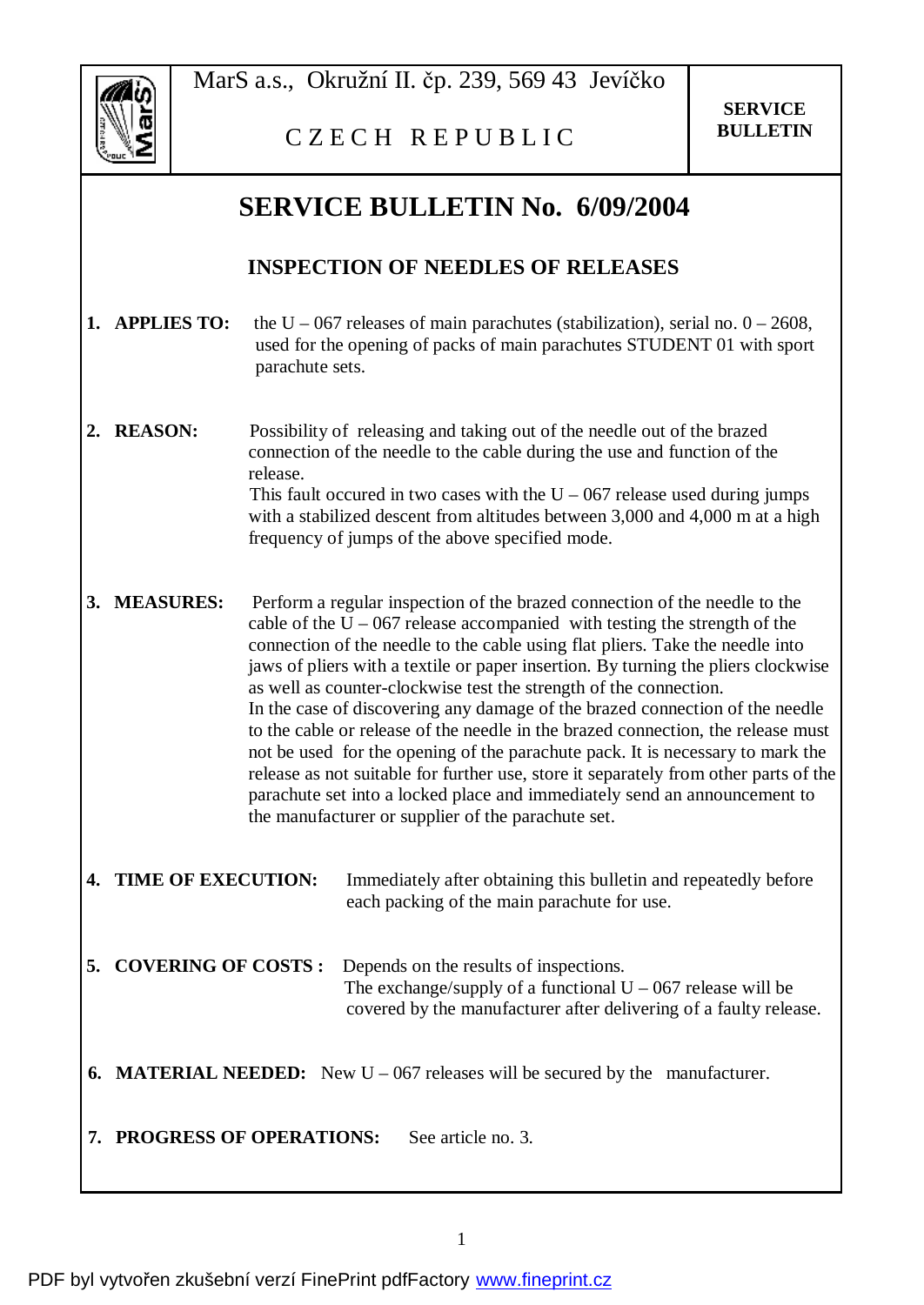MarS a.s., Okružní II. čp. 239, 569 43 Jevíčko

C Z E C H R E P U B L I C

**SERVICE BULLETIN**

# SERVICE BULLETIN No. 6/09/2004

## INSPECTION OF NEEDLES OF RELEASES

1. **APPLIES TO:** the U – 067 releases of main parachutes (stabilization), serial no. 0 – 2608, used for the opening of packs of main parachutes STUDENT 01 with sport parachute sets.

2. **REASON:** Possibility of releasing and taking out of the needle out of the brazed connection of the needle to the cable during the use and function of the release.
   This fault occured in two cases with the U – 067 release used during jumps with a stabilized descent from altitudes between 3,000 and 4,000 m at a high frequency of jumps of the above specified mode.

3. **MEASURES:** Perform a regular inspection of the brazed connection of the needle to the cable of the U – 067 release accompanied with testing the strength of the connection of the needle to the cable using flat pliers. Take the needle into jaws of pliers with a textile or paper insertion. By turning the pliers clockwise as well as counter-clockwise test the strength of the connection.
   In the case of discovering any damage of the brazed connection of the needle to the cable or release of the needle in the brazed connection, the release must not be used for the opening of the parachute pack. It is necessary to mark the release as not suitable for further use, store it separately from other parts of the parachute set into a locked place and immediately send an announcement to the manufacturer or supplier of the parachute set.

4. **TIME OF EXECUTION:** Immediately after obtaining this bulletin and repeatedly before each packing of the main parachute for use.

5. **COVERING OF COSTS :** Depends on the results of inspections.
   The exchange/supply of a functional U – 067 release will be covered by the manufacturer after delivering of a faulty release.

6. **MATERIAL NEEDED:** New U – 067 releases will be secured by the manufacturer.

7. **PROGRESS OF OPERATIONS:** See article no. 3.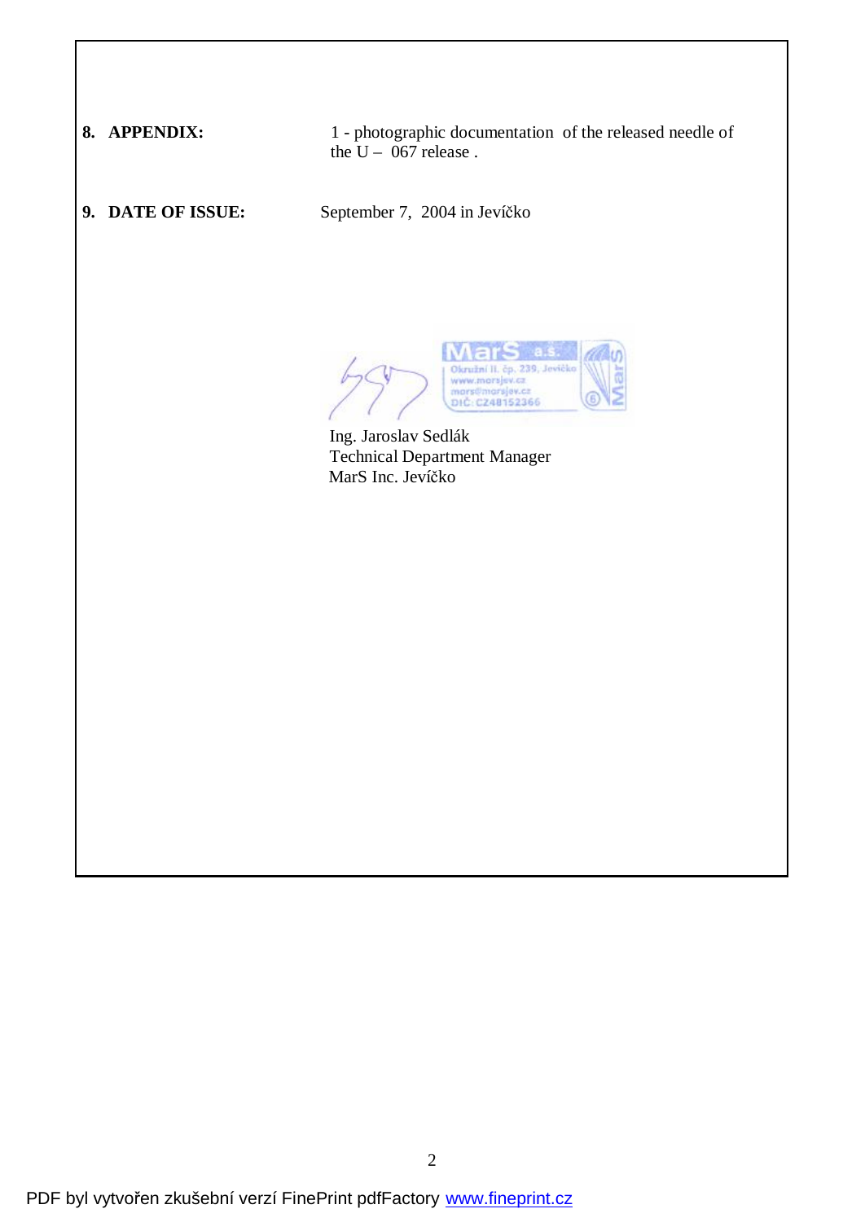**8. APPENDIX:** 1 - photographic documentation of the released needle of the U – 067 release .

**9. DATE OF ISSUE:** September 7, 2004 in Jevíčko

Ing. Jaroslav Sedlák
Technical Department Manager
MarS Inc. Jevíčko

PDF byl vytvořen zkušební verzí FinePrint pdfFactory www.fineprint.cz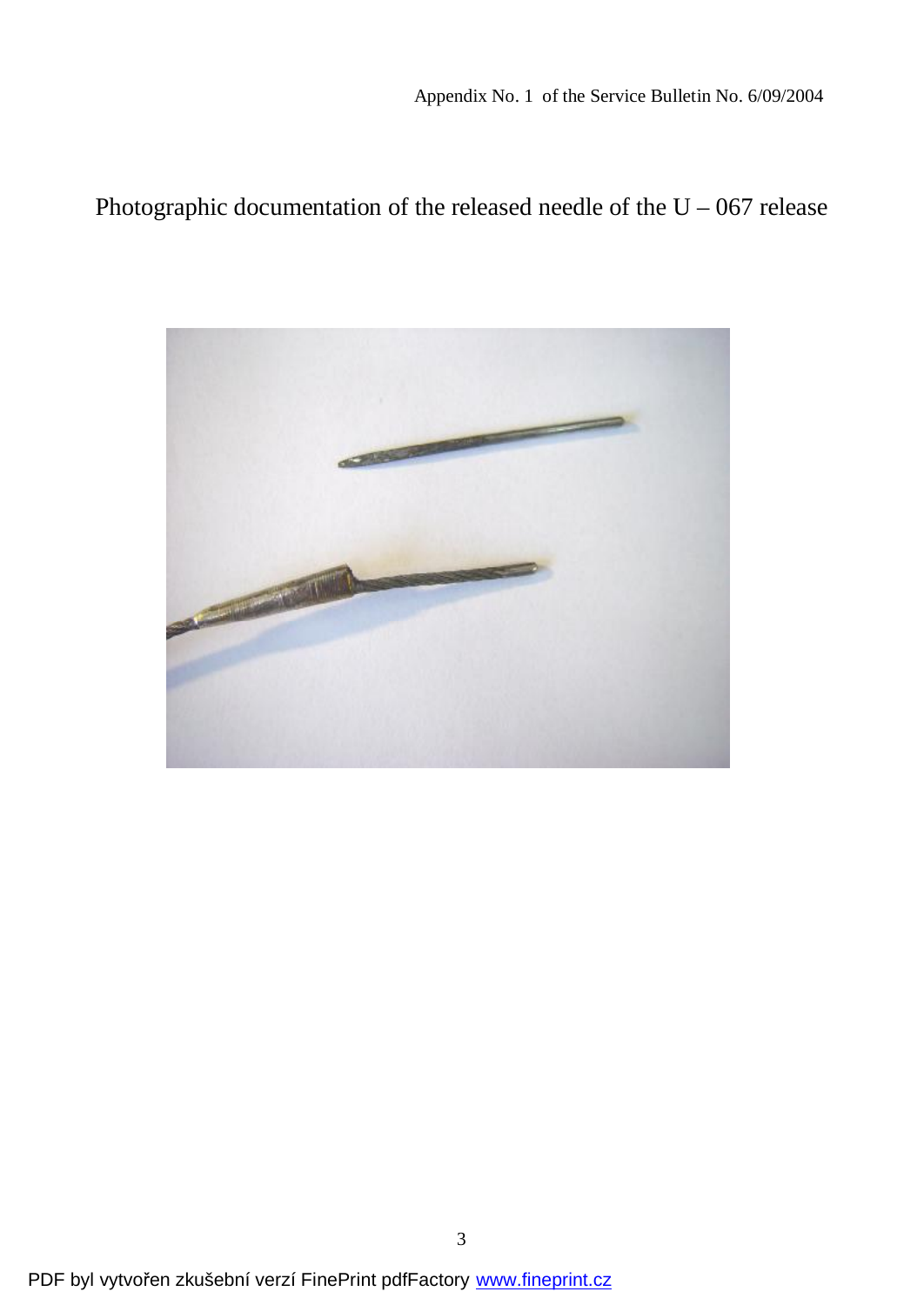Appendix No. 1 of the Service Bulletin No. 6/09/2004

# Photographic documentation of the released needle of the U – 067 release

PDF byl vytvořen zkušební verzí FinePrint pdfFactory www.fineprint.cz